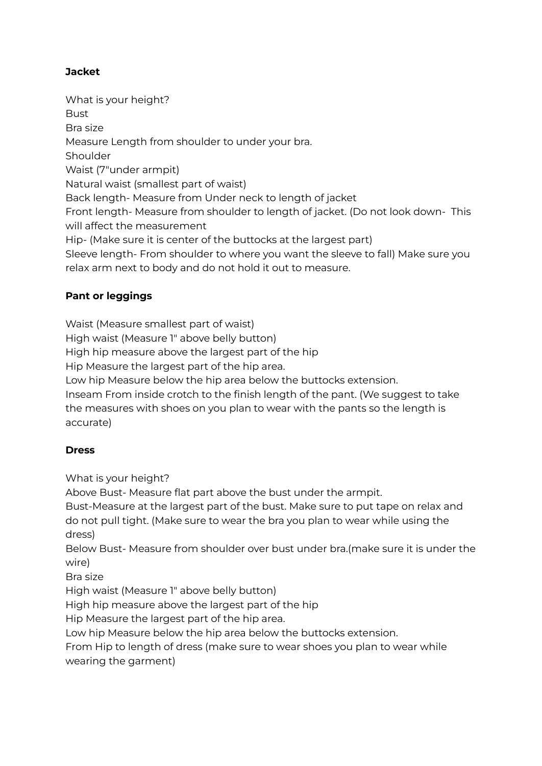**Jacket**

What is your height?
Bust
Bra size
Measure Length from shoulder to under your bra.
Shoulder
Waist (7"under armpit)
Natural waist (smallest part of waist)
Back length- Measure from Under neck to length of jacket
Front length- Measure from shoulder to length of jacket. (Do not look down- This will affect the measurement
Hip- (Make sure it is center of the buttocks at the largest part)
Sleeve length- From shoulder to where you want the sleeve to fall) Make sure you relax arm next to body and do not hold it out to measure.

**Pant or leggings**

Waist (Measure smallest part of waist)
High waist (Measure 1" above belly button)
High hip measure above the largest part of the hip
Hip Measure the largest part of the hip area.
Low hip Measure below the hip area below the buttocks extension.
Inseam From inside crotch to the finish length of the pant. (We suggest to take the measures with shoes on you plan to wear with the pants so the length is accurate)

**Dress**

What is your height?
Above Bust- Measure flat part above the bust under the armpit.
Bust-Measure at the largest part of the bust. Make sure to put tape on relax and do not pull tight. (Make sure to wear the bra you plan to wear while using the dress)
Below Bust- Measure from shoulder over bust under bra.(make sure it is under the wire)
Bra size
High waist (Measure 1" above belly button)
High hip measure above the largest part of the hip
Hip Measure the largest part of the hip area.
Low hip Measure below the hip area below the buttocks extension.
From Hip to length of dress (make sure to wear shoes you plan to wear while wearing the garment)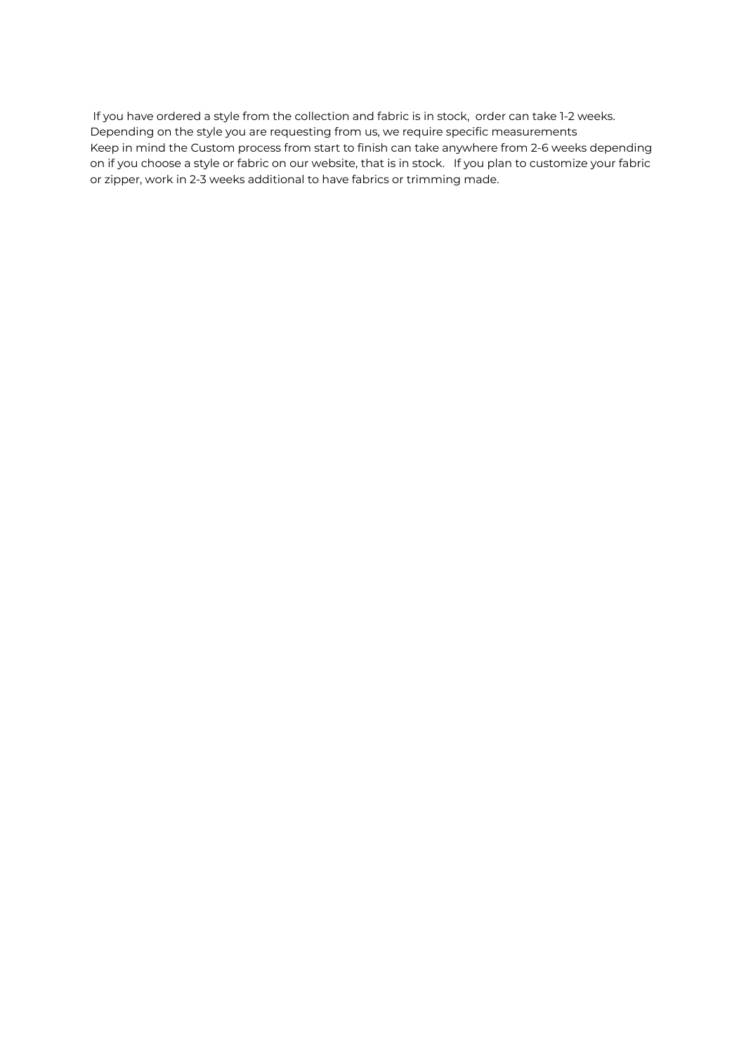If you have ordered a style from the collection and fabric is in stock, order can take 1-2 weeks.
Depending on the style you are requesting from us, we require specific measurements
Keep in mind the Custom process from start to finish can take anywhere from 2-6 weeks depending on if you choose a style or fabric on our website, that is in stock. If you plan to customize your fabric or zipper, work in 2-3 weeks additional to have fabrics or trimming made.